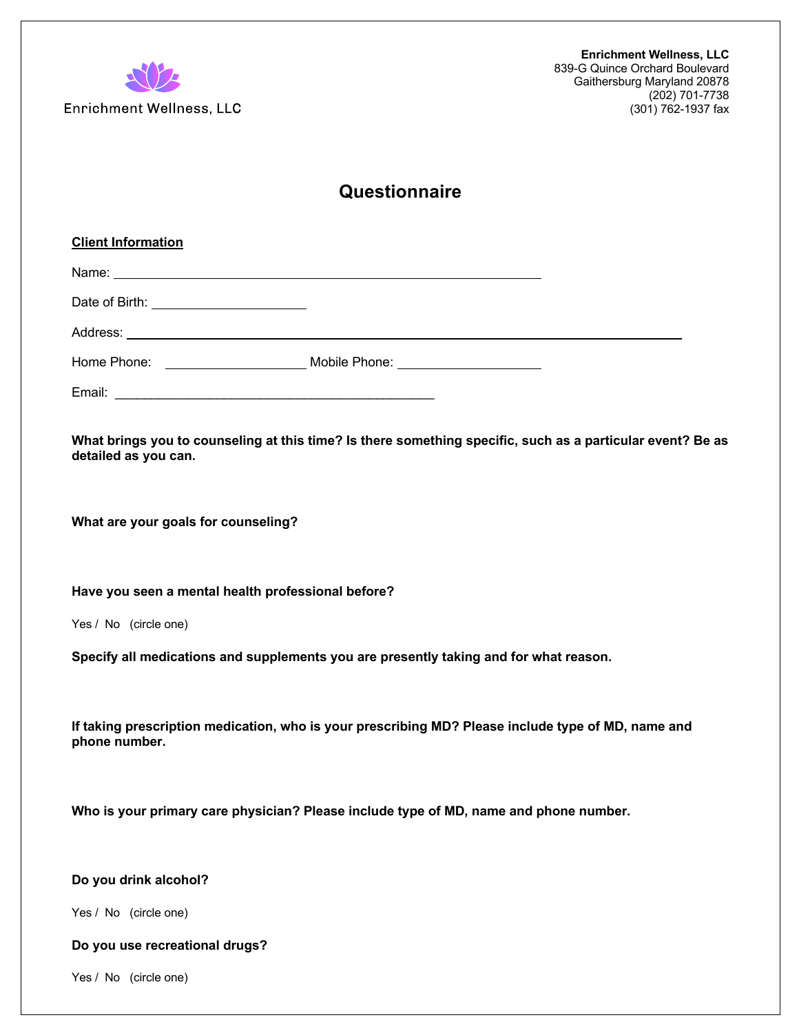Enrichment Wellness, LLC

**Enrichment Wellness, LLC**
839-G Quince Orchard Boulevard
Gaithersburg Maryland 20878
(202) 701-7738
(301) 762-1937 fax

# Questionnaire

**Client Information**

Name: ______________________________________________

Date of Birth: ____________________

Address: ______________________________________________________________

Home Phone: __________________ Mobile Phone: __________________

Email: ________________________________________

**What brings you to counseling at this time? Is there something specific, such as a particular event? Be as detailed as you can.**

**What are your goals for counseling?**

**Have you seen a mental health professional before?**

Yes / No (circle one)

**Specify all medications and supplements you are presently taking and for what reason.**

**If taking prescription medication, who is your prescribing MD? Please include type of MD, name and phone number.**

**Who is your primary care physician? Please include type of MD, name and phone number.**

**Do you drink alcohol?**

Yes / No (circle one)

**Do you use recreational drugs?**

Yes / No (circle one)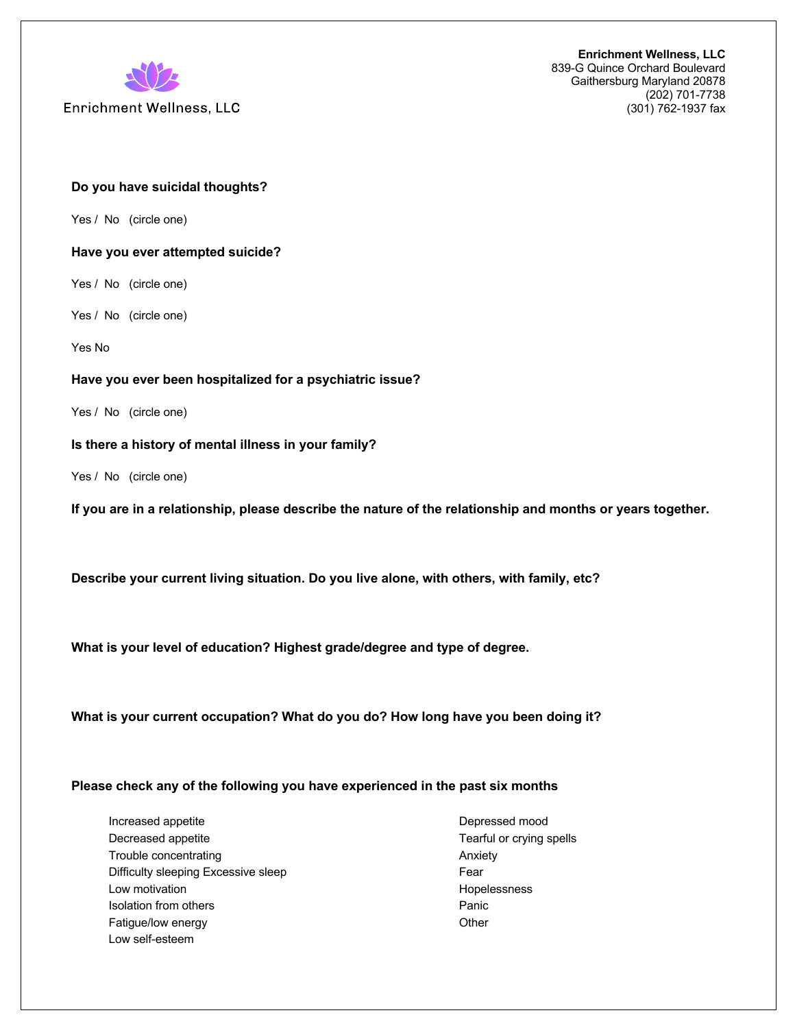**Enrichment Wellness, LLC**
839-G Quince Orchard Boulevard
Gaithersburg Maryland 20878
(202) 701-7738
(301) 762-1937 fax

Enrichment Wellness, LLC

**Do you have suicidal thoughts?**

Yes / No (circle one)

**Have you ever attempted suicide?**

Yes / No (circle one)

Yes / No (circle one)

Yes No

**Have you ever been hospitalized for a psychiatric issue?**

Yes / No (circle one)

**Is there a history of mental illness in your family?**

Yes / No (circle one)

**If you are in a relationship, please describe the nature of the relationship and months or years together.**

**Describe your current living situation. Do you live alone, with others, with family, etc?**

**What is your level of education? Highest grade/degree and type of degree.**

**What is your current occupation? What do you do? How long have you been doing it?**

**Please check any of the following you have experienced in the past six months**

- Increased appetite
- Decreased appetite
- Trouble concentrating
- Difficulty sleeping Excessive sleep
- Low motivation
- Isolation from others
- Fatigue/low energy
- Low self-esteem
- Depressed mood
- Tearful or crying spells
- Anxiety
- Fear
- Hopelessness
- Panic
- Other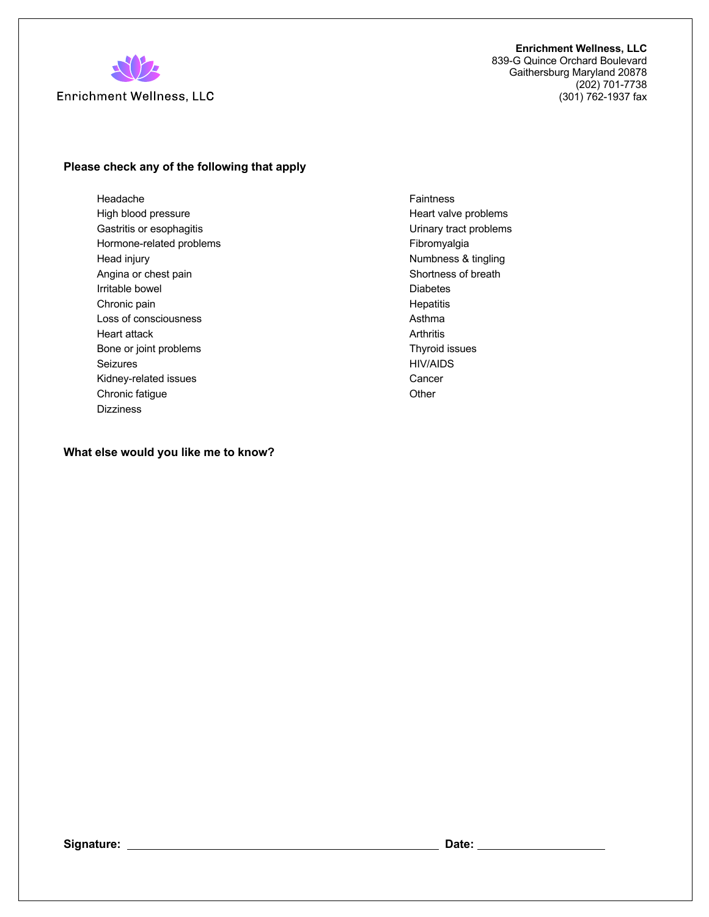Enrichment Wellness, LLC

**Enrichment Wellness, LLC**
839-G Quince Orchard Boulevard
Gaithersburg Maryland 20878
(202) 701-7738
(301) 762-1937 fax

**Please check any of the following that apply**

- Headache
- High blood pressure
- Gastritis or esophagitis
- Hormone-related problems
- Head injury
- Angina or chest pain
- Irritable bowel
- Chronic pain
- Loss of consciousness
- Heart attack
- Bone or joint problems
- Seizures
- Kidney-related issues
- Chronic fatigue
- Dizziness
- Faintness
- Heart valve problems
- Urinary tract problems
- Fibromyalgia
- Numbness & tingling
- Shortness of breath
- Diabetes
- Hepatitis
- Asthma
- Arthritis
- Thyroid issues
- HIV/AIDS
- Cancer
- Other

**What else would you like me to know?**

**Signature:** ______________________________ **Date:** ______________